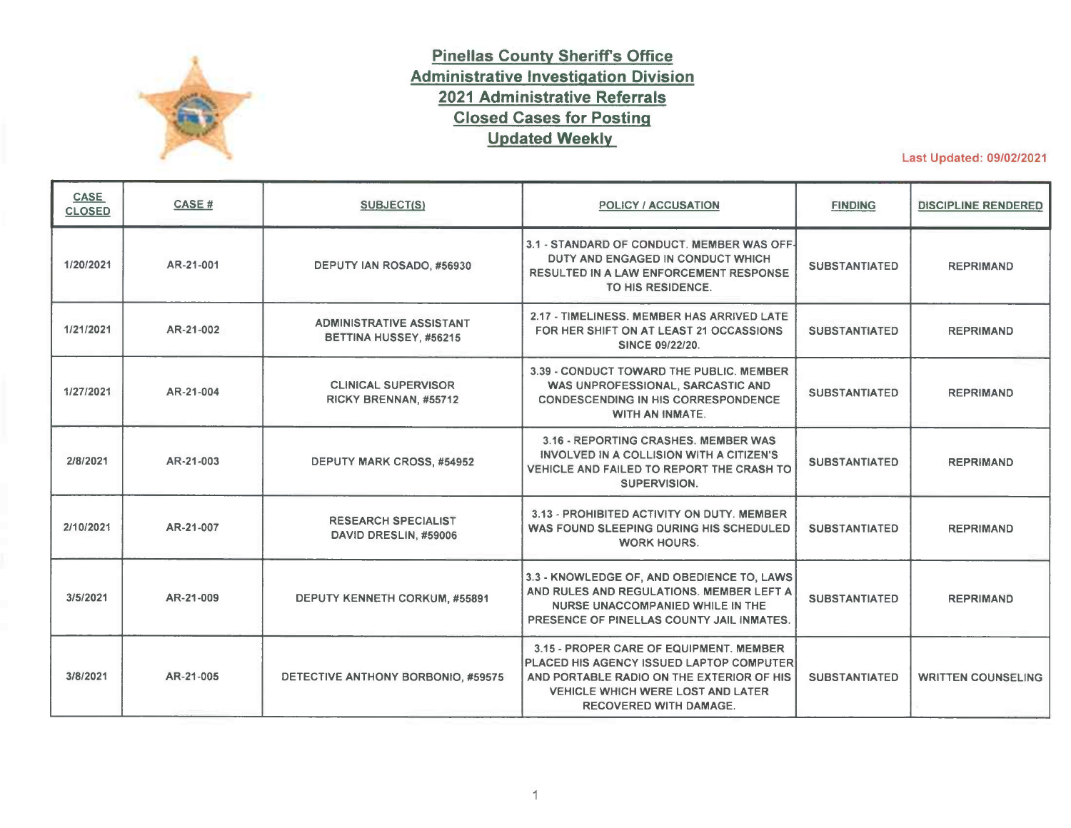# Pinellas County Sheriff's Office
## Administrative Investigation Division
## 2021 Administrative Referrals
## Closed Cases for Posting
## Updated Weekly

Last Updated: 09/02/2021

| CASE CLOSED | CASE # | SUBJECT(S) | POLICY / ACCUSATION | FINDING | DISCIPLINE RENDERED |
|---|---|---|---|---|---|
| 1/20/2021 | AR-21-001 | DEPUTY IAN ROSADO, #56930 | 3.1 - STANDARD OF CONDUCT. MEMBER WAS OFF-DUTY AND ENGAGED IN CONDUCT WHICH RESULTED IN A LAW ENFORCEMENT RESPONSE TO HIS RESIDENCE. | SUBSTANTIATED | REPRIMAND |
| 1/21/2021 | AR-21-002 | ADMINISTRATIVE ASSISTANT BETTINA HUSSEY, #56215 | 2.17 - TIMELINESS. MEMBER HAS ARRIVED LATE FOR HER SHIFT ON AT LEAST 21 OCCASSIONS SINCE 09/22/20. | SUBSTANTIATED | REPRIMAND |
| 1/27/2021 | AR-21-004 | CLINICAL SUPERVISOR RICKY BRENNAN, #55712 | 3.39 - CONDUCT TOWARD THE PUBLIC. MEMBER WAS UNPROFESSIONAL, SARCASTIC AND CONDESCENDING IN HIS CORRESPONDENCE WITH AN INMATE. | SUBSTANTIATED | REPRIMAND |
| 2/8/2021 | AR-21-003 | DEPUTY MARK CROSS, #54952 | 3.16 - REPORTING CRASHES. MEMBER WAS INVOLVED IN A COLLISION WITH A CITIZEN'S VEHICLE AND FAILED TO REPORT THE CRASH TO SUPERVISION. | SUBSTANTIATED | REPRIMAND |
| 2/10/2021 | AR-21-007 | RESEARCH SPECIALIST DAVID DRESLIN, #59006 | 3.13 - PROHIBITED ACTIVITY ON DUTY. MEMBER WAS FOUND SLEEPING DURING HIS SCHEDULED WORK HOURS. | SUBSTANTIATED | REPRIMAND |
| 3/5/2021 | AR-21-009 | DEPUTY KENNETH CORKUM, #55891 | 3.3 - KNOWLEDGE OF, AND OBEDIENCE TO, LAWS AND RULES AND REGULATIONS. MEMBER LEFT A NURSE UNACCOMPANIED WHILE IN THE PRESENCE OF PINELLAS COUNTY JAIL INMATES. | SUBSTANTIATED | REPRIMAND |
| 3/8/2021 | AR-21-005 | DETECTIVE ANTHONY BORBONIO, #59575 | 3.15 - PROPER CARE OF EQUIPMENT. MEMBER PLACED HIS AGENCY ISSUED LAPTOP COMPUTER AND PORTABLE RADIO ON THE EXTERIOR OF HIS VEHICLE WHICH WERE LOST AND LATER RECOVERED WITH DAMAGE. | SUBSTANTIATED | WRITTEN COUNSELING |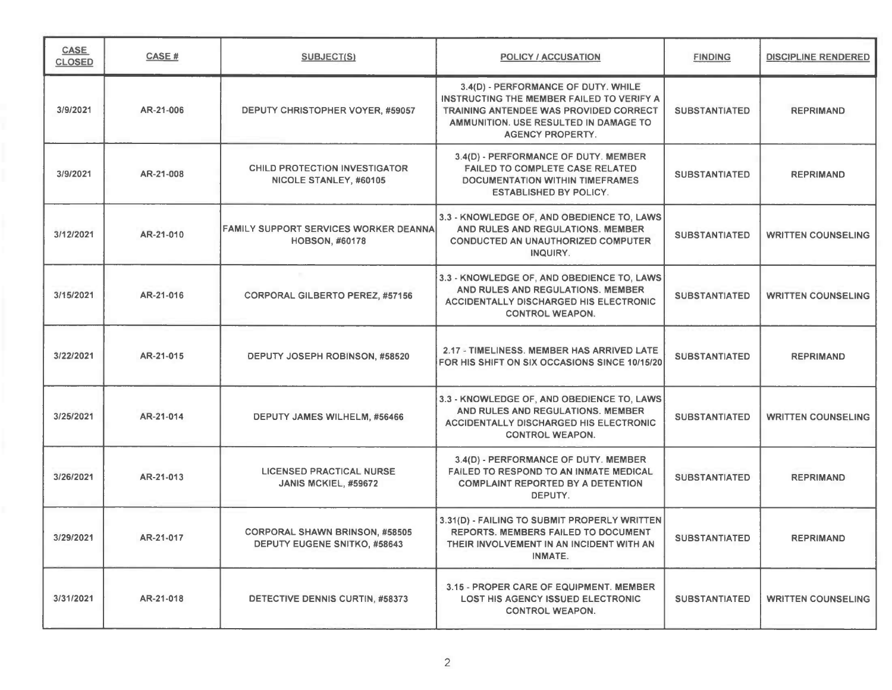| CASE CLOSED | CASE # | SUBJECT(S) | POLICY / ACCUSATION | FINDING | DISCIPLINE RENDERED |
|---|---|---|---|---|---|
| 3/9/2021 | AR-21-006 | DEPUTY CHRISTOPHER VOYER, #59057 | 3.4(D) - PERFORMANCE OF DUTY. WHILE INSTRUCTING THE MEMBER FAILED TO VERIFY A TRAINING ANTENDEE WAS PROVIDED CORRECT AMMUNITION. USE RESULTED IN DAMAGE TO AGENCY PROPERTY. | SUBSTANTIATED | REPRIMAND |
| 3/9/2021 | AR-21-008 | CHILD PROTECTION INVESTIGATOR NICOLE STANLEY, #60105 | 3.4(D) - PERFORMANCE OF DUTY. MEMBER FAILED TO COMPLETE CASE RELATED DOCUMENTATION WITHIN TIMEFRAMES ESTABLISHED BY POLICY. | SUBSTANTIATED | REPRIMAND |
| 3/12/2021 | AR-21-010 | FAMILY SUPPORT SERVICES WORKER DEANNA HOBSON, #60178 | 3.3 - KNOWLEDGE OF, AND OBEDIENCE TO, LAWS AND RULES AND REGULATIONS. MEMBER CONDUCTED AN UNAUTHORIZED COMPUTER INQUIRY. | SUBSTANTIATED | WRITTEN COUNSELING |
| 3/15/2021 | AR-21-016 | CORPORAL GILBERTO PEREZ, #57156 | 3.3 - KNOWLEDGE OF, AND OBEDIENCE TO, LAWS AND RULES AND REGULATIONS. MEMBER ACCIDENTALLY DISCHARGED HIS ELECTRONIC CONTROL WEAPON. | SUBSTANTIATED | WRITTEN COUNSELING |
| 3/22/2021 | AR-21-015 | DEPUTY JOSEPH ROBINSON, #58520 | 2.17 - TIMELINESS. MEMBER HAS ARRIVED LATE FOR HIS SHIFT ON SIX OCCASIONS SINCE 10/15/20 | SUBSTANTIATED | REPRIMAND |
| 3/25/2021 | AR-21-014 | DEPUTY JAMES WILHELM, #56466 | 3.3 - KNOWLEDGE OF, AND OBEDIENCE TO, LAWS AND RULES AND REGULATIONS. MEMBER ACCIDENTALLY DISCHARGED HIS ELECTRONIC CONTROL WEAPON. | SUBSTANTIATED | WRITTEN COUNSELING |
| 3/26/2021 | AR-21-013 | LICENSED PRACTICAL NURSE JANIS MCKIEL, #59672 | 3.4(D) - PERFORMANCE OF DUTY. MEMBER FAILED TO RESPOND TO AN INMATE MEDICAL COMPLAINT REPORTED BY A DETENTION DEPUTY. | SUBSTANTIATED | REPRIMAND |
| 3/29/2021 | AR-21-017 | CORPORAL SHAWN BRINSON, #58505<br>DEPUTY EUGENE SNITKO, #58643 | 3.31(D) - FAILING TO SUBMIT PROPERLY WRITTEN REPORTS. MEMBERS FAILED TO DOCUMENT THEIR INVOLVEMENT IN AN INCIDENT WITH AN INMATE. | SUBSTANTIATED | REPRIMAND |
| 3/31/2021 | AR-21-018 | DETECTIVE DENNIS CURTIN, #58373 | 3.15 - PROPER CARE OF EQUIPMENT. MEMBER LOST HIS AGENCY ISSUED ELECTRONIC CONTROL WEAPON. | SUBSTANTIATED | WRITTEN COUNSELING |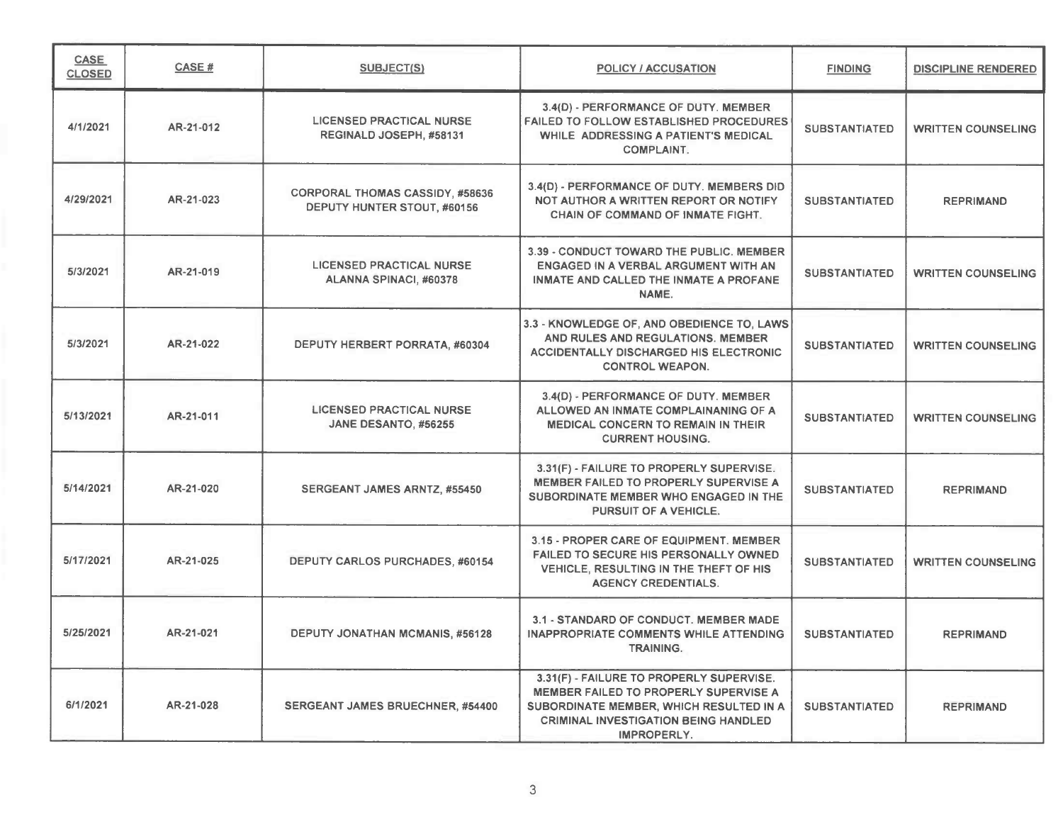| CASE CLOSED | CASE # | SUBJECT(S) | POLICY / ACCUSATION | FINDING | DISCIPLINE RENDERED |
|---|---|---|---|---|---|
| 4/1/2021 | AR-21-012 | LICENSED PRACTICAL NURSE REGINALD JOSEPH, #58131 | 3.4(D) - PERFORMANCE OF DUTY. MEMBER FAILED TO FOLLOW ESTABLISHED PROCEDURES WHILE ADDRESSING A PATIENT'S MEDICAL COMPLAINT. | SUBSTANTIATED | WRITTEN COUNSELING |
| 4/29/2021 | AR-21-023 | CORPORAL THOMAS CASSIDY, #58636<br>DEPUTY HUNTER STOUT, #60156 | 3.4(D) - PERFORMANCE OF DUTY. MEMBERS DID NOT AUTHOR A WRITTEN REPORT OR NOTIFY CHAIN OF COMMAND OF INMATE FIGHT. | SUBSTANTIATED | REPRIMAND |
| 5/3/2021 | AR-21-019 | LICENSED PRACTICAL NURSE ALANNA SPINACI, #60378 | 3.39 - CONDUCT TOWARD THE PUBLIC. MEMBER ENGAGED IN A VERBAL ARGUMENT WITH AN INMATE AND CALLED THE INMATE A PROFANE NAME. | SUBSTANTIATED | WRITTEN COUNSELING |
| 5/3/2021 | AR-21-022 | DEPUTY HERBERT PORRATA, #60304 | 3.3 - KNOWLEDGE OF, AND OBEDIENCE TO, LAWS AND RULES AND REGULATIONS. MEMBER ACCIDENTALLY DISCHARGED HIS ELECTRONIC CONTROL WEAPON. | SUBSTANTIATED | WRITTEN COUNSELING |
| 5/13/2021 | AR-21-011 | LICENSED PRACTICAL NURSE JANE DESANTO, #56255 | 3.4(D) - PERFORMANCE OF DUTY. MEMBER ALLOWED AN INMATE COMPLAINANING OF A MEDICAL CONCERN TO REMAIN IN THEIR CURRENT HOUSING. | SUBSTANTIATED | WRITTEN COUNSELING |
| 5/14/2021 | AR-21-020 | SERGEANT JAMES ARNTZ, #55450 | 3.31(F) - FAILURE TO PROPERLY SUPERVISE. MEMBER FAILED TO PROPERLY SUPERVISE A SUBORDINATE MEMBER WHO ENGAGED IN THE PURSUIT OF A VEHICLE. | SUBSTANTIATED | REPRIMAND |
| 5/17/2021 | AR-21-025 | DEPUTY CARLOS PURCHADES, #60154 | 3.15 - PROPER CARE OF EQUIPMENT. MEMBER FAILED TO SECURE HIS PERSONALLY OWNED VEHICLE, RESULTING IN THE THEFT OF HIS AGENCY CREDENTIALS. | SUBSTANTIATED | WRITTEN COUNSELING |
| 5/25/2021 | AR-21-021 | DEPUTY JONATHAN MCMANIS, #56128 | 3.1 - STANDARD OF CONDUCT. MEMBER MADE INAPPROPRIATE COMMENTS WHILE ATTENDING TRAINING. | SUBSTANTIATED | REPRIMAND |
| 6/1/2021 | AR-21-028 | SERGEANT JAMES BRUECHNER, #54400 | 3.31(F) - FAILURE TO PROPERLY SUPERVISE. MEMBER FAILED TO PROPERLY SUPERVISE A SUBORDINATE MEMBER, WHICH RESULTED IN A CRIMINAL INVESTIGATION BEING HANDLED IMPROPERLY. | SUBSTANTIATED | REPRIMAND |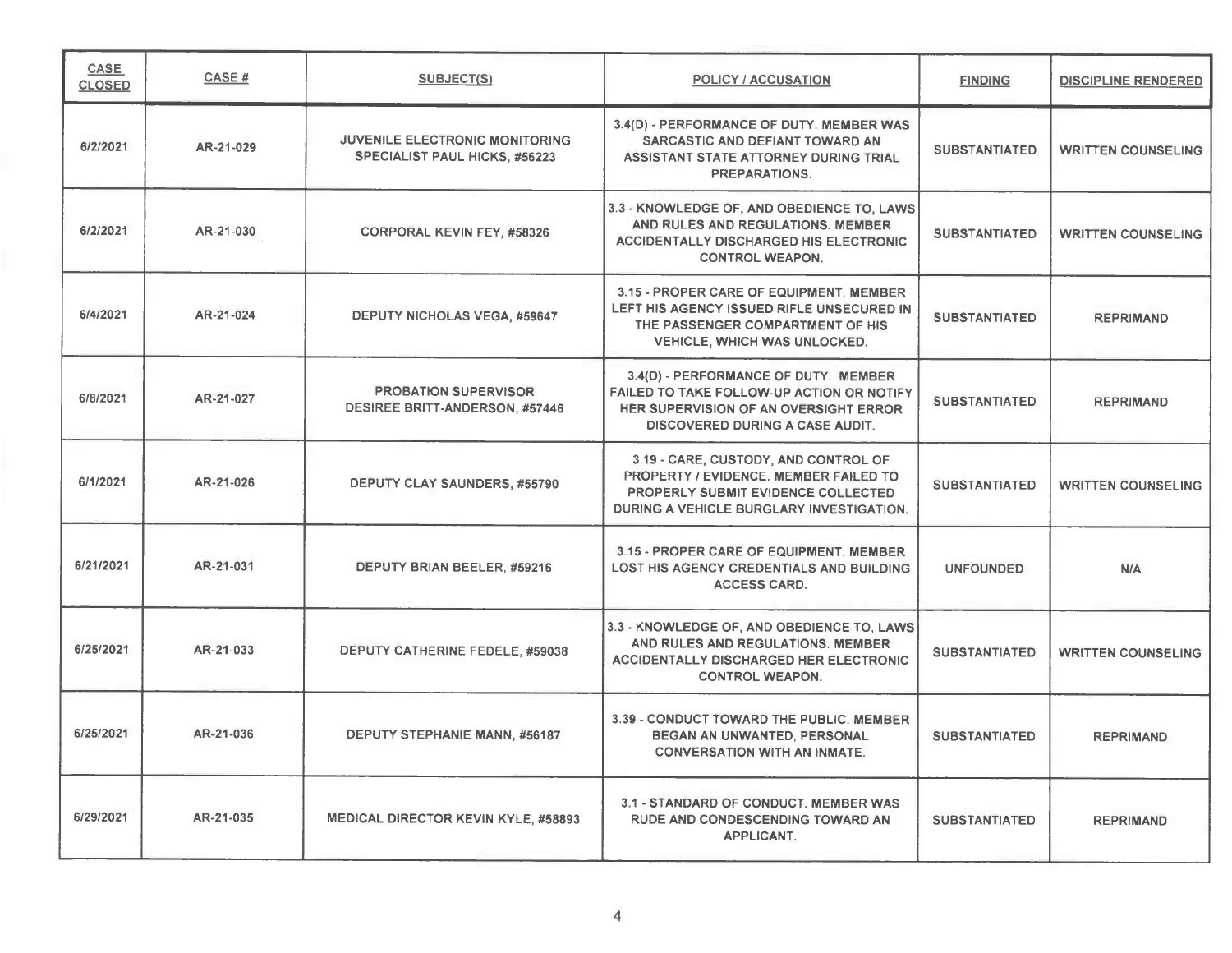| CASE CLOSED | CASE # | SUBJECT(S) | POLICY / ACCUSATION | FINDING | DISCIPLINE RENDERED |
|---|---|---|---|---|---|
| 6/2/2021 | AR-21-029 | JUVENILE ELECTRONIC MONITORING SPECIALIST PAUL HICKS, #56223 | 3.4(D) - PERFORMANCE OF DUTY. MEMBER WAS SARCASTIC AND DEFIANT TOWARD AN ASSISTANT STATE ATTORNEY DURING TRIAL PREPARATIONS. | SUBSTANTIATED | WRITTEN COUNSELING |
| 6/2/2021 | AR-21-030 | CORPORAL KEVIN FEY, #58326 | 3.3 - KNOWLEDGE OF, AND OBEDIENCE TO, LAWS AND RULES AND REGULATIONS. MEMBER ACCIDENTALLY DISCHARGED HIS ELECTRONIC CONTROL WEAPON. | SUBSTANTIATED | WRITTEN COUNSELING |
| 6/4/2021 | AR-21-024 | DEPUTY NICHOLAS VEGA, #59647 | 3.15 - PROPER CARE OF EQUIPMENT. MEMBER LEFT HIS AGENCY ISSUED RIFLE UNSECURED IN THE PASSENGER COMPARTMENT OF HIS VEHICLE, WHICH WAS UNLOCKED. | SUBSTANTIATED | REPRIMAND |
| 6/8/2021 | AR-21-027 | PROBATION SUPERVISOR DESIREE BRITT-ANDERSON, #57446 | 3.4(D) - PERFORMANCE OF DUTY. MEMBER FAILED TO TAKE FOLLOW-UP ACTION OR NOTIFY HER SUPERVISION OF AN OVERSIGHT ERROR DISCOVERED DURING A CASE AUDIT. | SUBSTANTIATED | REPRIMAND |
| 6/1/2021 | AR-21-026 | DEPUTY CLAY SAUNDERS, #55790 | 3.19 - CARE, CUSTODY, AND CONTROL OF PROPERTY / EVIDENCE. MEMBER FAILED TO PROPERLY SUBMIT EVIDENCE COLLECTED DURING A VEHICLE BURGLARY INVESTIGATION. | SUBSTANTIATED | WRITTEN COUNSELING |
| 6/21/2021 | AR-21-031 | DEPUTY BRIAN BEELER, #59216 | 3.15 - PROPER CARE OF EQUIPMENT. MEMBER LOST HIS AGENCY CREDENTIALS AND BUILDING ACCESS CARD. | UNFOUNDED | N/A |
| 6/25/2021 | AR-21-033 | DEPUTY CATHERINE FEDELE, #59038 | 3.3 - KNOWLEDGE OF, AND OBEDIENCE TO, LAWS AND RULES AND REGULATIONS. MEMBER ACCIDENTALLY DISCHARGED HER ELECTRONIC CONTROL WEAPON. | SUBSTANTIATED | WRITTEN COUNSELING |
| 6/25/2021 | AR-21-036 | DEPUTY STEPHANIE MANN, #56187 | 3.39 - CONDUCT TOWARD THE PUBLIC. MEMBER BEGAN AN UNWANTED, PERSONAL CONVERSATION WITH AN INMATE. | SUBSTANTIATED | REPRIMAND |
| 6/29/2021 | AR-21-035 | MEDICAL DIRECTOR KEVIN KYLE, #58893 | 3.1 - STANDARD OF CONDUCT. MEMBER WAS RUDE AND CONDESCENDING TOWARD AN APPLICANT. | SUBSTANTIATED | REPRIMAND |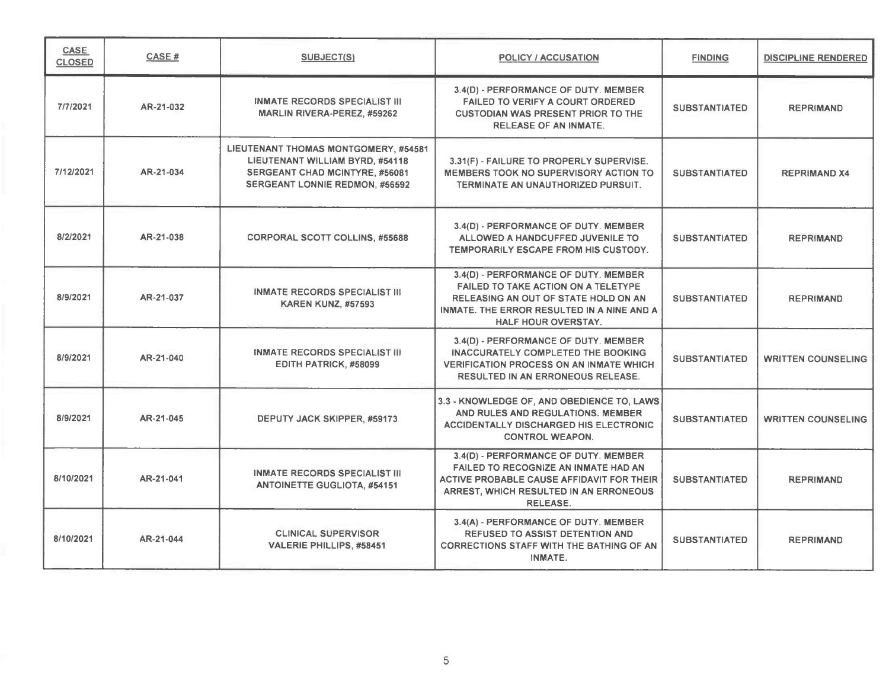| CASE CLOSED | CASE # | SUBJECT(S) | POLICY / ACCUSATION | FINDING | DISCIPLINE RENDERED |
|---|---|---|---|---|---|
| 7/7/2021 | AR-21-032 | INMATE RECORDS SPECIALIST III MARLIN RIVERA-PEREZ, #59262 | 3.4(D) - PERFORMANCE OF DUTY. MEMBER FAILED TO VERIFY A COURT ORDERED CUSTODIAN WAS PRESENT PRIOR TO THE RELEASE OF AN INMATE. | SUBSTANTIATED | REPRIMAND |
| 7/12/2021 | AR-21-034 | LIEUTENANT THOMAS MONTGOMERY, #54581<br>LIEUTENANT WILLIAM BYRD, #54118<br>SERGEANT CHAD MCINTYRE, #56081<br>SERGEANT LONNIE REDMON, #56592 | 3.31(F) - FAILURE TO PROPERLY SUPERVISE. MEMBERS TOOK NO SUPERVISORY ACTION TO TERMINATE AN UNAUTHORIZED PURSUIT. | SUBSTANTIATED | REPRIMAND X4 |
| 8/2/2021 | AR-21-038 | CORPORAL SCOTT COLLINS, #55688 | 3.4(D) - PERFORMANCE OF DUTY. MEMBER ALLOWED A HANDCUFFED JUVENILE TO TEMPORARILY ESCAPE FROM HIS CUSTODY. | SUBSTANTIATED | REPRIMAND |
| 8/9/2021 | AR-21-037 | INMATE RECORDS SPECIALIST III KAREN KUNZ, #57593 | 3.4(D) - PERFORMANCE OF DUTY. MEMBER FAILED TO TAKE ACTION ON A TELETYPE RELEASING AN OUT OF STATE HOLD ON AN INMATE. THE ERROR RESULTED IN A NINE AND A HALF HOUR OVERSTAY. | SUBSTANTIATED | REPRIMAND |
| 8/9/2021 | AR-21-040 | INMATE RECORDS SPECIALIST III EDITH PATRICK, #58099 | 3.4(D) - PERFORMANCE OF DUTY. MEMBER INACCURATELY COMPLETED THE BOOKING VERIFICATION PROCESS ON AN INMATE WHICH RESULTED IN AN ERRONEOUS RELEASE. | SUBSTANTIATED | WRITTEN COUNSELING |
| 8/9/2021 | AR-21-045 | DEPUTY JACK SKIPPER, #59173 | 3.3 - KNOWLEDGE OF, AND OBEDIENCE TO, LAWS AND RULES AND REGULATIONS. MEMBER ACCIDENTALLY DISCHARGED HIS ELECTRONIC CONTROL WEAPON. | SUBSTANTIATED | WRITTEN COUNSELING |
| 8/10/2021 | AR-21-041 | INMATE RECORDS SPECIALIST III ANTOINETTE GUGLIOTA, #54151 | 3.4(D) - PERFORMANCE OF DUTY. MEMBER FAILED TO RECOGNIZE AN INMATE HAD AN ACTIVE PROBABLE CAUSE AFFIDAVIT FOR THEIR ARREST, WHICH RESULTED IN AN ERRONEOUS RELEASE. | SUBSTANTIATED | REPRIMAND |
| 8/10/2021 | AR-21-044 | CLINICAL SUPERVISOR VALERIE PHILLIPS, #58451 | 3.4(A) - PERFORMANCE OF DUTY. MEMBER REFUSED TO ASSIST DETENTION AND CORRECTIONS STAFF WITH THE BATHING OF AN INMATE. | SUBSTANTIATED | REPRIMAND |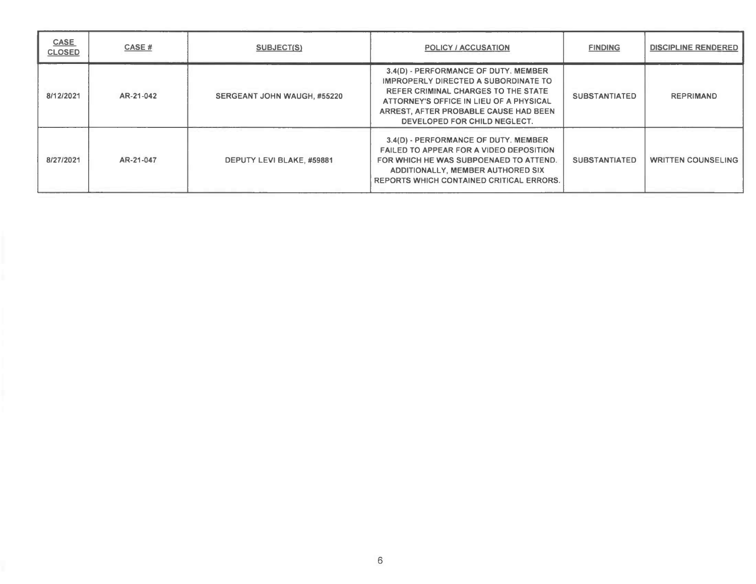| CASE CLOSED | CASE # | SUBJECT(S) | POLICY / ACCUSATION | FINDING | DISCIPLINE RENDERED |
|---|---|---|---|---|---|
| 8/12/2021 | AR-21-042 | SERGEANT JOHN WAUGH, #55220 | 3.4(D) - PERFORMANCE OF DUTY. MEMBER IMPROPERLY DIRECTED A SUBORDINATE TO REFER CRIMINAL CHARGES TO THE STATE ATTORNEY'S OFFICE IN LIEU OF A PHYSICAL ARREST, AFTER PROBABLE CAUSE HAD BEEN DEVELOPED FOR CHILD NEGLECT. | SUBSTANTIATED | REPRIMAND |
| 8/27/2021 | AR-21-047 | DEPUTY LEVI BLAKE, #59881 | 3.4(D) - PERFORMANCE OF DUTY. MEMBER FAILED TO APPEAR FOR A VIDEO DEPOSITION FOR WHICH HE WAS SUBPOENAED TO ATTEND. ADDITIONALLY, MEMBER AUTHORED SIX REPORTS WHICH CONTAINED CRITICAL ERRORS. | SUBSTANTIATED | WRITTEN COUNSELING |